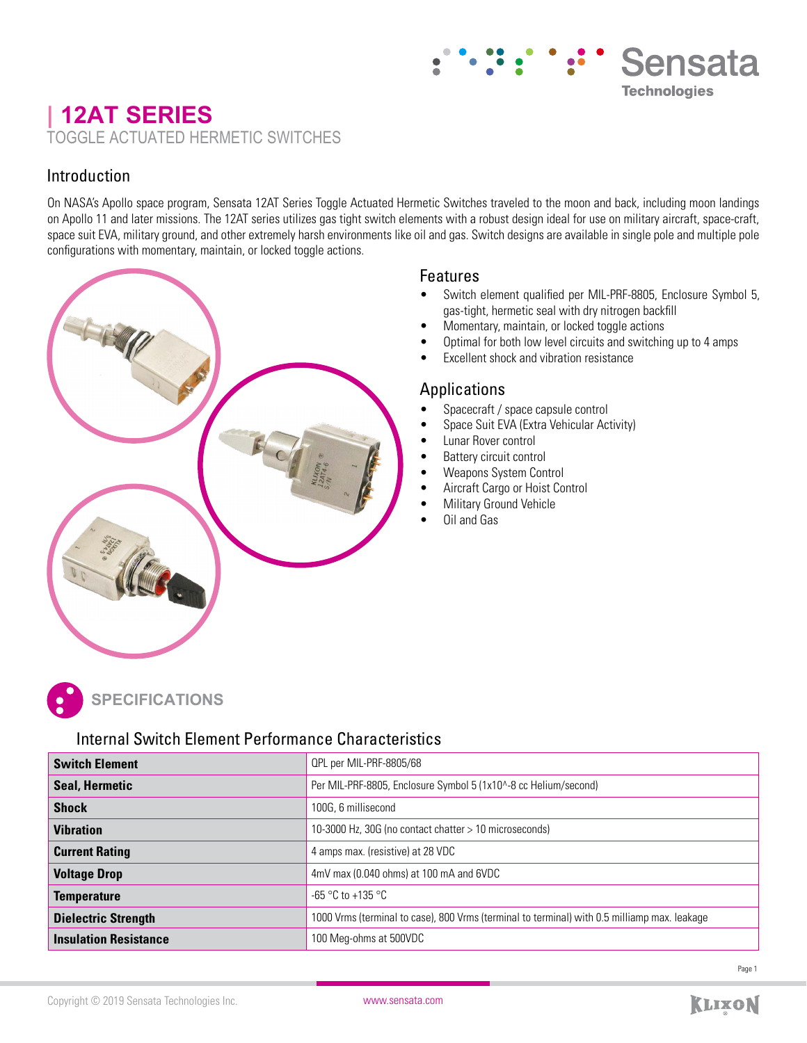# 12AT SERIES

TOGGLE ACTUATED HERMETIC SWITCHES

## Introduction

On NASA's Apollo space program, Sensata 12AT Series Toggle Actuated Hermetic Switches traveled to the moon and back, including moon landings on Apollo 11 and later missions. The 12AT series utilizes gas tight switch elements with a robust design ideal for use on military aircraft, space-craft, space suit EVA, military ground, and other extremely harsh environments like oil and gas. Switch designs are available in single pole and multiple pole configurations with momentary, maintain, or locked toggle actions.

## Features

- Switch element qualified per MIL-PRF-8805, Enclosure Symbol 5, gas-tight, hermetic seal with dry nitrogen backfill
- Momentary, maintain, or locked toggle actions
- Optimal for both low level circuits and switching up to 4 amps
- Excellent shock and vibration resistance

## Applications

- Spacecraft / space capsule control
- Space Suit EVA (Extra Vehicular Activity)
- Lunar Rover control
- Battery circuit control
- Weapons System Control
- Aircraft Cargo or Hoist Control
- Military Ground Vehicle
- Oil and Gas

## SPECIFICATIONS

### Internal Switch Element Performance Characteristics

| | |
|---|---|
| **Switch Element** | QPL per MIL-PRF-8805/68 |
| **Seal, Hermetic** | Per MIL-PRF-8805, Enclosure Symbol 5 (1x10^-8 cc Helium/second) |
| **Shock** | 100G, 6 millisecond |
| **Vibration** | 10-3000 Hz, 30G (no contact chatter > 10 microseconds) |
| **Current Rating** | 4 amps max. (resistive) at 28 VDC |
| **Voltage Drop** | 4mV max (0.040 ohms) at 100 mA and 6VDC |
| **Temperature** | -65 °C to +135 °C |
| **Dielectric Strength** | 1000 Vrms (terminal to case), 800 Vrms (terminal to terminal) with 0.5 milliamp max. leakage |
| **Insulation Resistance** | 100 Meg-ohms at 500VDC |

Copyright © 2019 Sensata Technologies Inc. www.sensata.com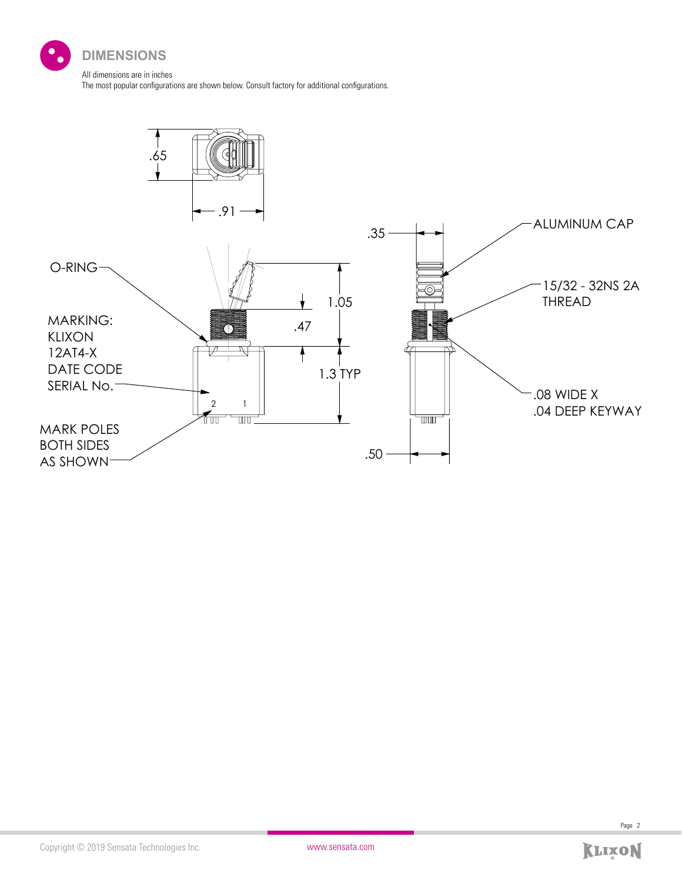## DIMENSIONS

All dimensions are in inches

The most popular configurations are shown below. Consult factory for additional configurations.

.65

.91

.35

ALUMINUM CAP

O-RING

15/32 - 32NS 2A THREAD

1.05

MARKING:
KLIXON
12AT4-X
DATE CODE
SERIAL No.

.47

1.3 TYP

.08 WIDE X
.04 DEEP KEYWAY

2 1

MARK POLES
BOTH SIDES
AS SHOWN

.50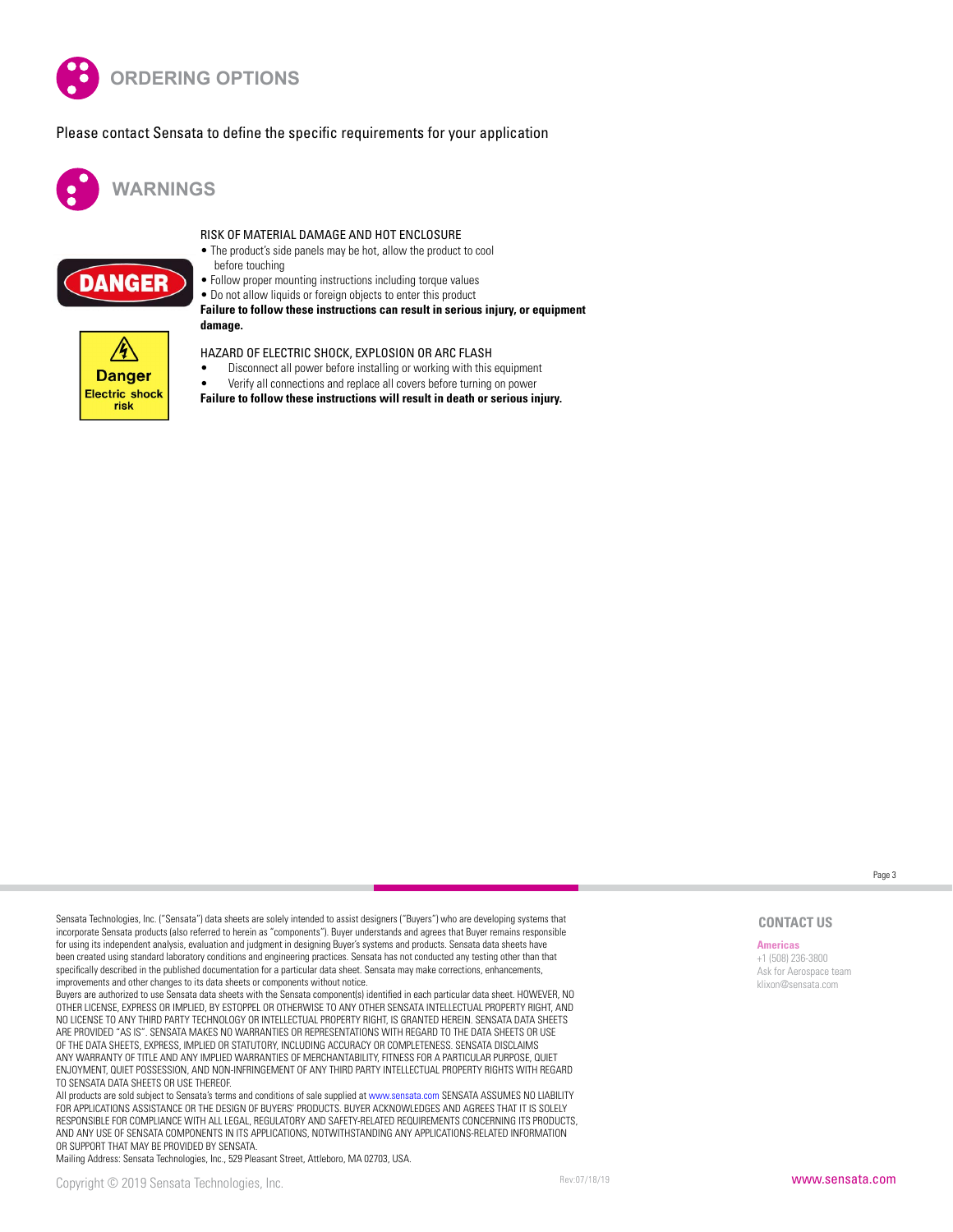## ORDERING OPTIONS

Please contact Sensata to define the specific requirements for your application

## WARNINGS

DANGER

RISK OF MATERIAL DAMAGE AND HOT ENCLOSURE

- The product's side panels may be hot, allow the product to cool before touching
- Follow proper mounting instructions including torque values
- Do not allow liquids or foreign objects to enter this product

**Failure to follow these instructions can result in serious injury, or equipment damage.**

Danger
Electric shock risk

HAZARD OF ELECTRIC SHOCK, EXPLOSION OR ARC FLASH

- Disconnect all power before installing or working with this equipment
- Verify all connections and replace all covers before turning on power

**Failure to follow these instructions will result in death or serious injury.**

Sensata Technologies, Inc. ("Sensata") data sheets are solely intended to assist designers ("Buyers") who are developing systems that incorporate Sensata products (also referred to herein as "components"). Buyer understands and agrees that Buyer remains responsible for using its independent analysis, evaluation and judgment in designing Buyer's systems and products. Sensata data sheets have been created using standard laboratory conditions and engineering practices. Sensata has not conducted any testing other than that specifically described in the published documentation for a particular data sheet. Sensata may make corrections, enhancements, improvements and other changes to its data sheets or components without notice.

Buyers are authorized to use Sensata data sheets with the Sensata component(s) identified in each particular data sheet. HOWEVER, NO OTHER LICENSE, EXPRESS OR IMPLIED, BY ESTOPPEL OR OTHERWISE TO ANY OTHER SENSATA INTELLECTUAL PROPERTY RIGHT, AND NO LICENSE TO ANY THIRD PARTY TECHNOLOGY OR INTELLECTUAL PROPERTY RIGHT, IS GRANTED HEREIN. SENSATA DATA SHEETS ARE PROVIDED "AS IS". SENSATA MAKES NO WARRANTIES OR REPRESENTATIONS WITH REGARD TO THE DATA SHEETS OR USE OF THE DATA SHEETS, EXPRESS, IMPLIED OR STATUTORY, INCLUDING ACCURACY OR COMPLETENESS. SENSATA DISCLAIMS ANY WARRANTY OF TITLE AND ANY IMPLIED WARRANTIES OF MERCHANTABILITY, FITNESS FOR A PARTICULAR PURPOSE, QUIET ENJOYMENT, QUIET POSSESSION, AND NON-INFRINGEMENT OF ANY THIRD PARTY INTELLECTUAL PROPERTY RIGHTS WITH REGARD TO SENSATA DATA SHEETS OR USE THEREOF.

All products are sold subject to Sensata's terms and conditions of sale supplied at www.sensata.com SENSATA ASSUMES NO LIABILITY FOR APPLICATIONS ASSISTANCE OR THE DESIGN OF BUYERS' PRODUCTS. BUYER ACKNOWLEDGES AND AGREES THAT IT IS SOLELY RESPONSIBLE FOR COMPLIANCE WITH ALL LEGAL, REGULATORY AND SAFETY-RELATED REQUIREMENTS CONCERNING ITS PRODUCTS, AND ANY USE OF SENSATA COMPONENTS IN ITS APPLICATIONS, NOTWITHSTANDING ANY APPLICATIONS-RELATED INFORMATION OR SUPPORT THAT MAY BE PROVIDED BY SENSATA.

Mailing Address: Sensata Technologies, Inc., 529 Pleasant Street, Attleboro, MA 02703, USA.

### CONTACT US

**Americas**
+1 (508) 236-3800
Ask for Aerospace team
klixon@sensata.com

Copyright © 2019 Sensata Technologies, Inc.

Rev:07/18/19

www.sensata.com